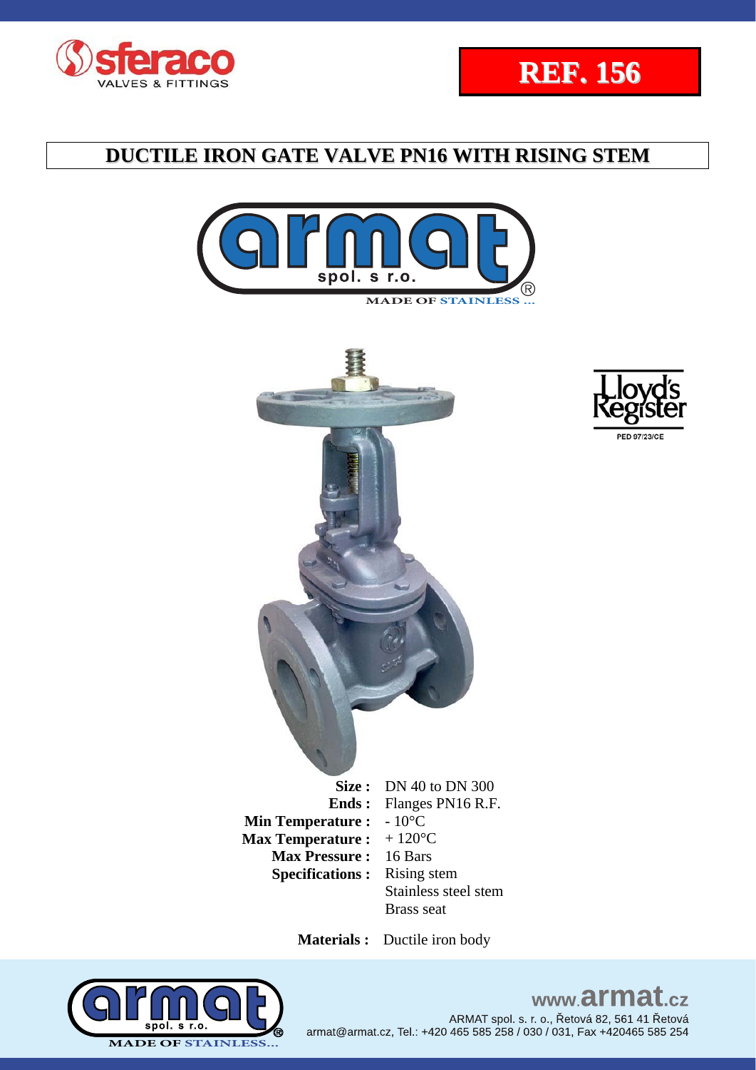**REF. 156**

## DUCTILE IRON GATE VALVE PN16 WITH RISING STEM

MADE OF STAINLESS ...

PED 97/23/CE

| | |
|---|---|
| **Size :** | DN 40 to DN 300 |
| **Ends :** | Flanges PN16 R.F. |
| **Min Temperature :** | - 10°C |
| **Max Temperature :** | + 120°C |
| **Max Pressure :** | 16 Bars |
| **Specifications :** | Rising stem<br>Stainless steel stem<br>Brass seat |

**Materials :** Ductile iron body

www.armat.cz

ARMAT spol. s. r. o., Řetová 82, 561 41 Řetová
armat@armat.cz, Tel.: +420 465 585 258 / 030 / 031, Fax +420465 585 254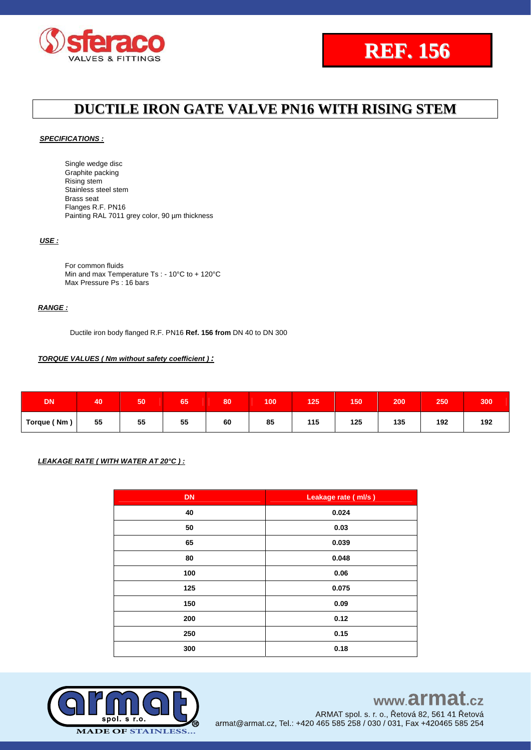**REF. 156**

# DUCTILE IRON GATE VALVE PN16 WITH RISING STEM

***SPECIFICATIONS :***

Single wedge disc
Graphite packing
Rising stem
Stainless steel stem
Brass seat
Flanges R.F. PN16
Painting RAL 7011 grey color, 90 µm thickness

***USE :***

For common fluids
Min and max Temperature Ts : - 10°C to + 120°C
Max Pressure Ps : 16 bars

***RANGE :***

Ductile iron body flanged R.F. PN16 **Ref. 156 from** DN 40 to DN 300

***TORQUE VALUES ( Nm without safety coefficient ) :***

| DN | 40 | 50 | 65 | 80 | 100 | 125 | 150 | 200 | 250 | 300 |
|---|---|---|---|---|---|---|---|---|---|---|
| Torque ( Nm ) | 55 | 55 | 55 | 60 | 85 | 115 | 125 | 135 | 192 | 192 |

***LEAKAGE RATE ( WITH WATER AT 20°C ) :***

| DN | Leakage rate ( ml/s ) |
|---|---|
| 40 | 0.024 |
| 50 | 0.03 |
| 65 | 0.039 |
| 80 | 0.048 |
| 100 | 0.06 |
| 125 | 0.075 |
| 150 | 0.09 |
| 200 | 0.12 |
| 250 | 0.15 |
| 300 | 0.18 |

www.armat.cz
ARMAT spol. s r. o., Řetová 82, 561 41 Řetová
armat@armat.cz, Tel.: +420 465 585 258 / 030 / 031, Fax +420465 585 254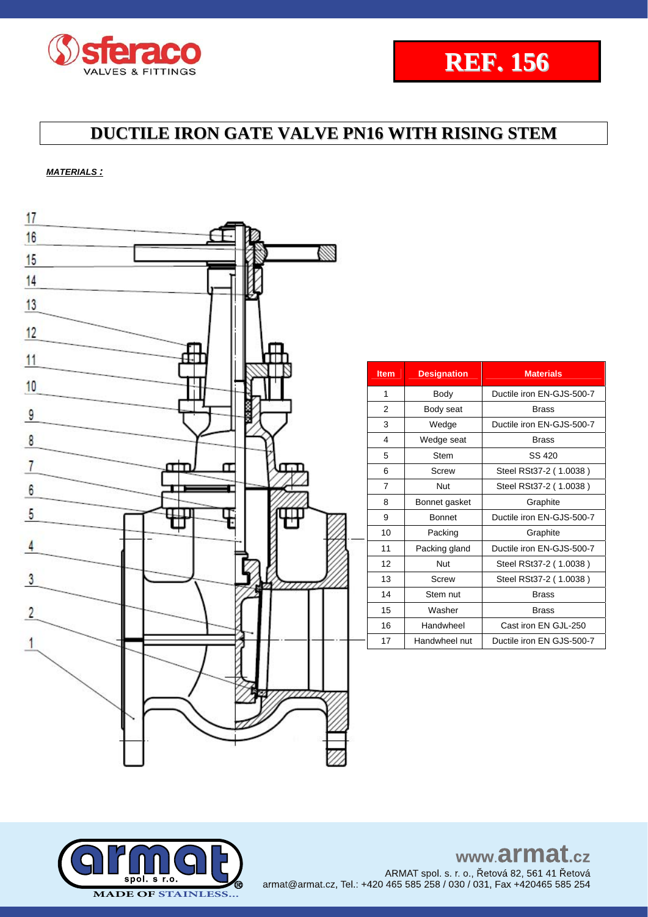# DUCTILE IRON GATE VALVE PN16 WITH RISING STEM

REF. 156

***MATERIALS :***

| Item | Designation | Materials |
|---|---|---|
| 1 | Body | Ductile iron EN-GJS-500-7 |
| 2 | Body seat | Brass |
| 3 | Wedge | Ductile iron EN-GJS-500-7 |
| 4 | Wedge seat | Brass |
| 5 | Stem | SS 420 |
| 6 | Screw | Steel RSt37-2 ( 1.0038 ) |
| 7 | Nut | Steel RSt37-2 ( 1.0038 ) |
| 8 | Bonnet gasket | Graphite |
| 9 | Bonnet | Ductile iron EN-GJS-500-7 |
| 10 | Packing | Graphite |
| 11 | Packing gland | Ductile iron EN-GJS-500-7 |
| 12 | Nut | Steel RSt37-2 ( 1.0038 ) |
| 13 | Screw | Steel RSt37-2 ( 1.0038 ) |
| 14 | Stem nut | Brass |
| 15 | Washer | Brass |
| 16 | Handwheel | Cast iron EN GJL-250 |
| 17 | Handwheel nut | Ductile iron EN GJS-500-7 |

www.armat.cz

ARMAT spol. s r. o., Řetová 82, 561 41 Řetová
armat@armat.cz, Tel.: +420 465 585 258 / 030 / 031, Fax +420465 585 254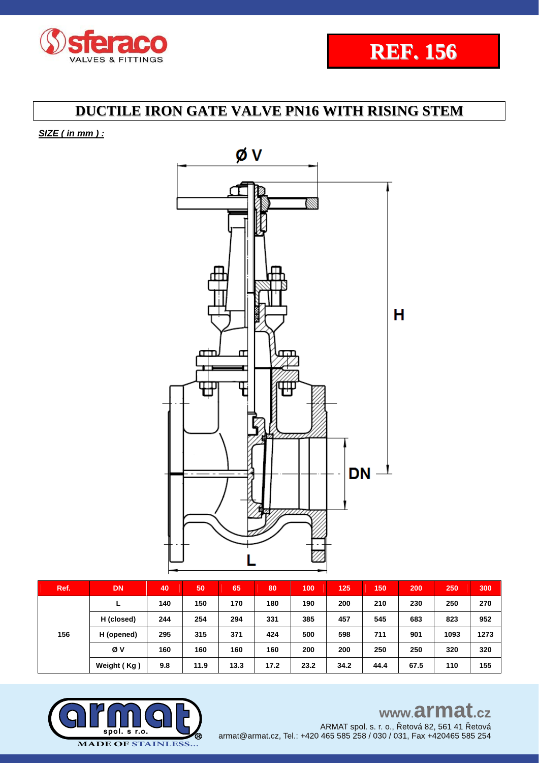REF. 156

# DUCTILE IRON GATE VALVE PN16 WITH RISING STEM

***SIZE ( in mm ) :***

| Ref. | DN | 40 | 50 | 65 | 80 | 100 | 125 | 150 | 200 | 250 | 300 |
|---|---|---|---|---|---|---|---|---|---|---|---|
| 156 | L | 140 | 150 | 170 | 180 | 190 | 200 | 210 | 230 | 250 | 270 |
| | H (closed) | 244 | 254 | 294 | 331 | 385 | 457 | 545 | 683 | 823 | 952 |
| | H (opened) | 295 | 315 | 371 | 424 | 500 | 598 | 711 | 901 | 1093 | 1273 |
| | Ø V | 160 | 160 | 160 | 160 | 200 | 200 | 250 | 250 | 320 | 320 |
| | Weight ( Kg ) | 9.8 | 11.9 | 13.3 | 17.2 | 23.2 | 34.2 | 44.4 | 67.5 | 110 | 155 |

www.armat.cz
ARMAT spol. s r. o., Řetová 82, 561 41 Řetová
armat@armat.cz, Tel.: +420 465 585 258 / 030 / 031, Fax +420465 585 254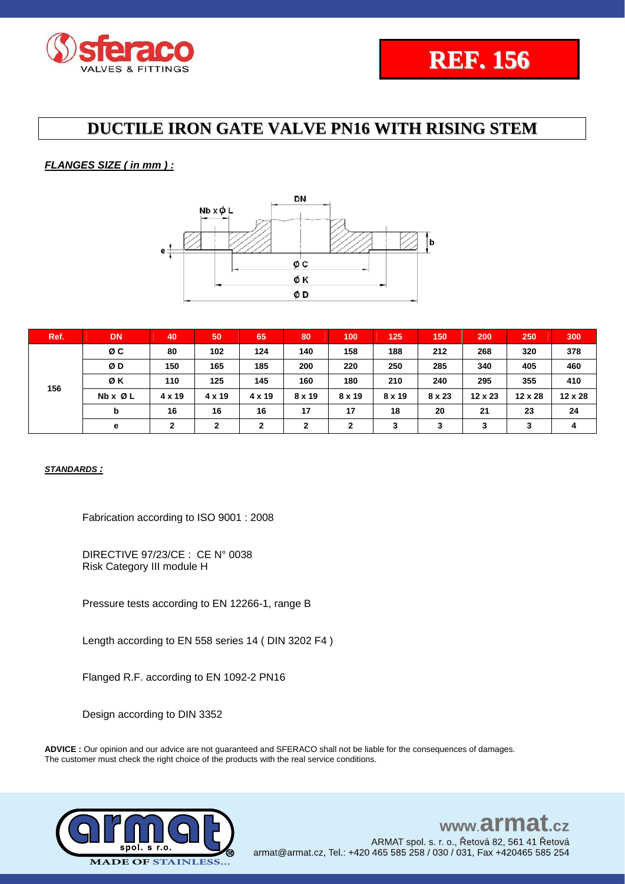# REF. 156

## DUCTILE IRON GATE VALVE PN16 WITH RISING STEM

***FLANGES SIZE ( in mm ) :***

| Ref. | DN | 40 | 50 | 65 | 80 | 100 | 125 | 150 | 200 | 250 | 300 |
|---|---|---|---|---|---|---|---|---|---|---|---|
| 156 | Ø C | 80 | 102 | 124 | 140 | 158 | 188 | 212 | 268 | 320 | 378 |
| | Ø D | 150 | 165 | 185 | 200 | 220 | 250 | 285 | 340 | 405 | 460 |
| | Ø K | 110 | 125 | 145 | 160 | 180 | 210 | 240 | 295 | 355 | 410 |
| | Nb x Ø L | 4 x 19 | 4 x 19 | 4 x 19 | 8 x 19 | 8 x 19 | 8 x 19 | 8 x 23 | 12 x 23 | 12 x 28 | 12 x 28 |
| | b | 16 | 16 | 16 | 17 | 17 | 18 | 20 | 21 | 23 | 24 |
| | e | 2 | 2 | 2 | 2 | 2 | 3 | 3 | 3 | 3 | 4 |

***STANDARDS :***

Fabrication according to ISO 9001 : 2008

DIRECTIVE 97/23/CE : CE N° 0038
Risk Category III module H

Pressure tests according to EN 12266-1, range B

Length according to EN 558 series 14 ( DIN 3202 F4 )

Flanged R.F. according to EN 1092-2 PN16

Design according to DIN 3352

**ADVICE :** Our opinion and our advice are not guaranteed and SFERACO shall not be liable for the consequences of damages. The customer must check the right choice of the products with the real service conditions.

www.armat.cz
ARMAT spol. s r. o., Řetová 82, 561 41 Řetová
armat@armat.cz, Tel.: +420 465 585 258 / 030 / 031, Fax +420465 585 254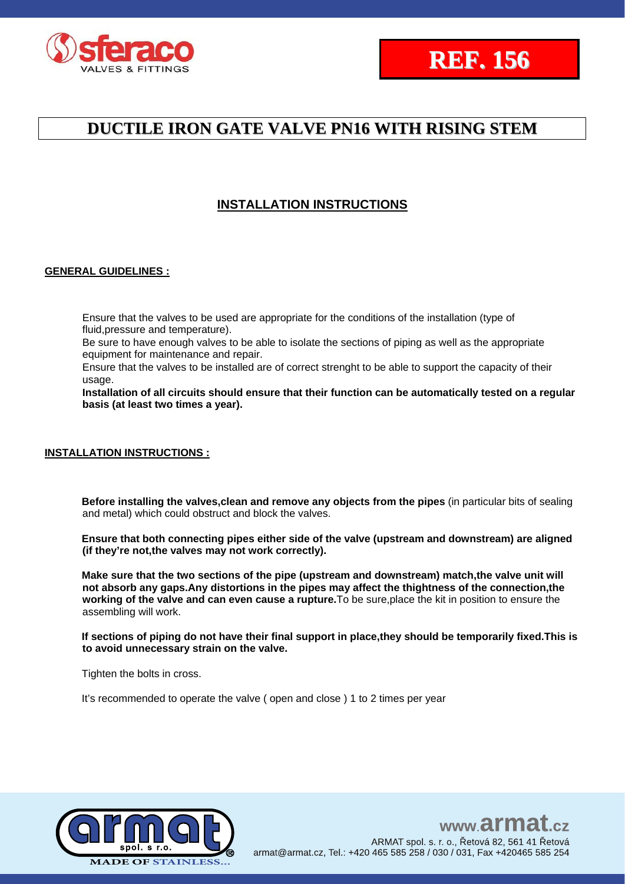**REF. 156**

# DUCTILE IRON GATE VALVE PN16 WITH RISING STEM

## INSTALLATION INSTRUCTIONS

### GENERAL GUIDELINES :

Ensure that the valves to be used are appropriate for the conditions of the installation (type of fluid,pressure and temperature).

Be sure to have enough valves to be able to isolate the sections of piping as well as the appropriate equipment for maintenance and repair.

Ensure that the valves to be installed are of correct strenght to be able to support the capacity of their usage.

**Installation of all circuits should ensure that their function can be automatically tested on a regular basis (at least two times a year).**

### INSTALLATION INSTRUCTIONS :

**Before installing the valves,clean and remove any objects from the pipes** (in particular bits of sealing and metal) which could obstruct and block the valves.

**Ensure that both connecting pipes either side of the valve (upstream and downstream) are aligned (if they're not,the valves may not work correctly).**

**Make sure that the two sections of the pipe (upstream and downstream) match,the valve unit will not absorb any gaps.Any distortions in the pipes may affect the thightness of the connection,the working of the valve and can even cause a rupture.** To be sure,place the kit in position to ensure the assembling will work.

**If sections of piping do not have their final support in place,they should be temporarily fixed.This is to avoid unnecessary strain on the valve.**

Tighten the bolts in cross.

It's recommended to operate the valve ( open and close ) 1 to 2 times per year